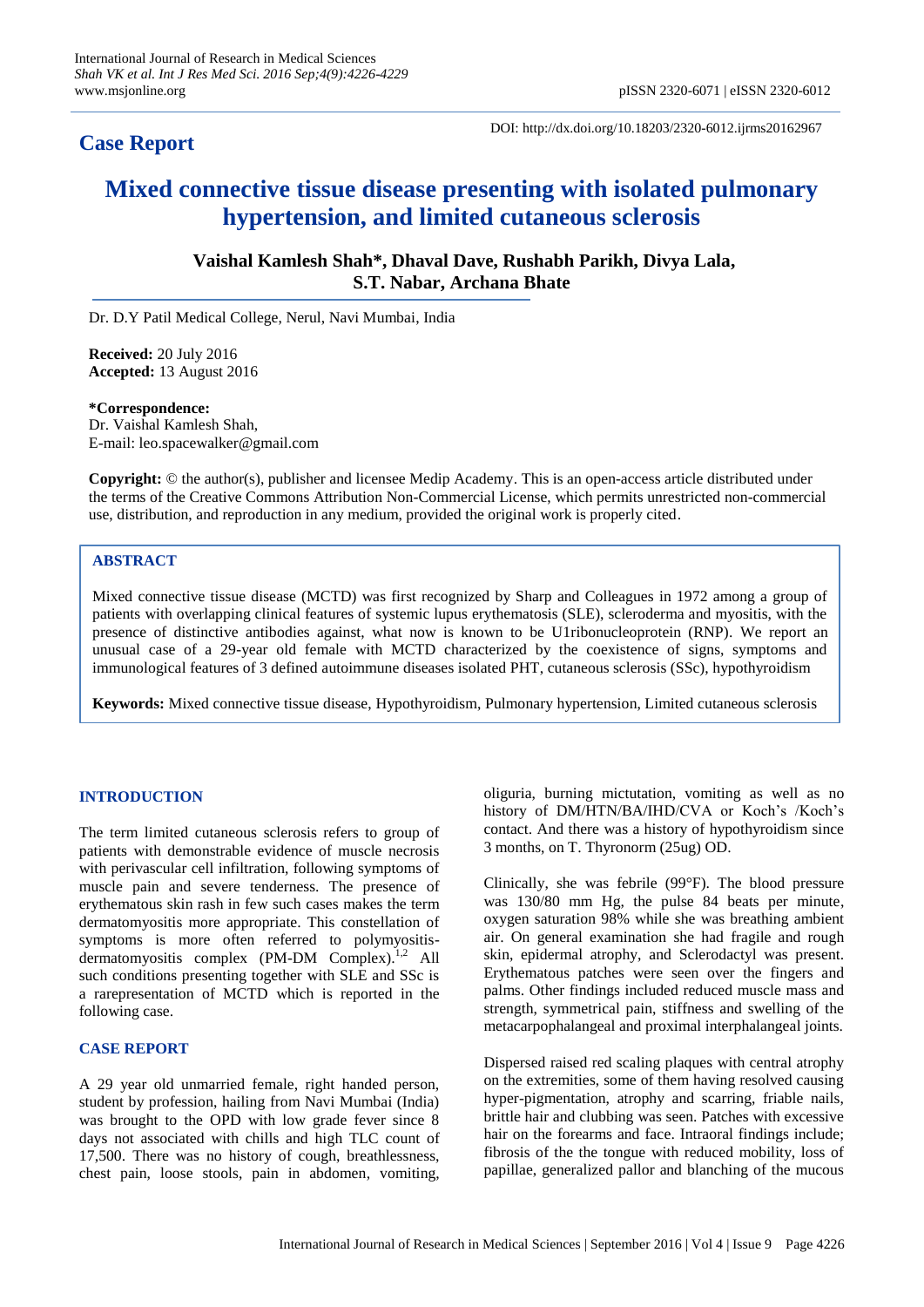## Case Report

DOI: http://dx.doi.org/10.18203/2320-6012.ijrms20162967

# Mixed connective tissue disease presenting with isolated pulmonary hypertension, and limited cutaneous sclerosis

**Vaishal Kamlesh Shah\*, Dhaval Dave, Rushabh Parikh, Divya Lala, S.T. Nabar, Archana Bhate**

Dr. D.Y Patil Medical College, Nerul, Navi Mumbai, India

**Received:** 20 July 2016
**Accepted:** 13 August 2016

**\*Correspondence:**
Dr. Vaishal Kamlesh Shah,
E-mail: leo.spacewalker@gmail.com

**Copyright:** © the author(s), publisher and licensee Medip Academy. This is an open-access article distributed under the terms of the Creative Commons Attribution Non-Commercial License, which permits unrestricted non-commercial use, distribution, and reproduction in any medium, provided the original work is properly cited.

## ABSTRACT

Mixed connective tissue disease (MCTD) was first recognized by Sharp and Colleagues in 1972 among a group of patients with overlapping clinical features of systemic lupus erythematosis (SLE), scleroderma and myositis, with the presence of distinctive antibodies against, what now is known to be U1ribonucleoprotein (RNP). We report an unusual case of a 29-year old female with MCTD characterized by the coexistence of signs, symptoms and immunological features of 3 defined autoimmune diseases isolated PHT, cutaneous sclerosis (SSc), hypothyroidism

**Keywords:** Mixed connective tissue disease, Hypothyroidism, Pulmonary hypertension, Limited cutaneous sclerosis

## INTRODUCTION

The term limited cutaneous sclerosis refers to group of patients with demonstrable evidence of muscle necrosis with perivascular cell infiltration, following symptoms of muscle pain and severe tenderness. The presence of erythematous skin rash in few such cases makes the term dermatomyositis more appropriate. This constellation of symptoms is more often referred to polymyositis-dermatomyositis complex (PM-DM Complex).[1,2] All such conditions presenting together with SLE and SSc is a rarepresentation of MCTD which is reported in the following case.

## CASE REPORT

A 29 year old unmarried female, right handed person, student by profession, hailing from Navi Mumbai (India) was brought to the OPD with low grade fever since 8 days not associated with chills and high TLC count of 17,500. There was no history of cough, breathlessness, chest pain, loose stools, pain in abdomen, vomiting, oliguria, burning mictutation, vomiting as well as no history of DM/HTN/BA/IHD/CVA or Koch's /Koch's contact. And there was a history of hypothyroidism since 3 months, on T. Thyronorm (25ug) OD.

Clinically, she was febrile (99°F). The blood pressure was 130/80 mm Hg, the pulse 84 beats per minute, oxygen saturation 98% while she was breathing ambient air. On general examination she had fragile and rough skin, epidermal atrophy, and Sclerodactyl was present. Erythematous patches were seen over the fingers and palms. Other findings included reduced muscle mass and strength, symmetrical pain, stiffness and swelling of the metacarpophalangeal and proximal interphalangeal joints.

Dispersed raised red scaling plaques with central atrophy on the extremities, some of them having resolved causing hyper-pigmentation, atrophy and scarring, friable nails, brittle hair and clubbing was seen. Patches with excessive hair on the forearms and face. Intraoral findings include; fibrosis of the the tongue with reduced mobility, loss of papillae, generalized pallor and blanching of the mucous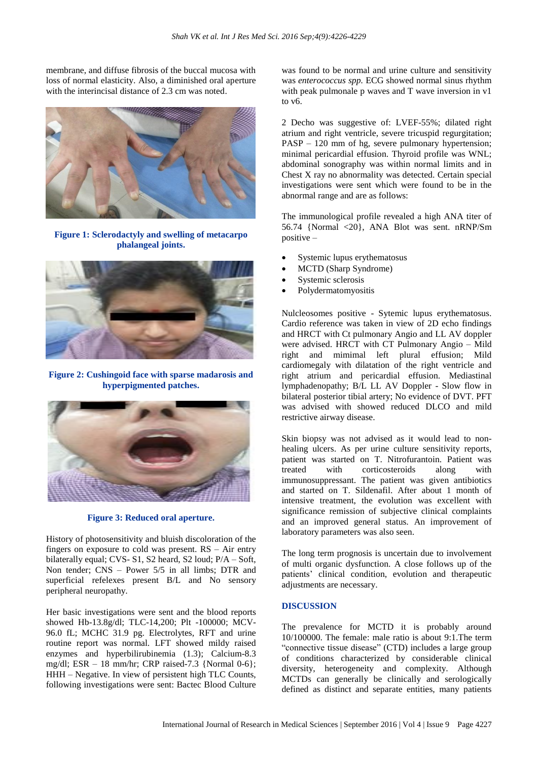membrane, and diffuse fibrosis of the buccal mucosa with loss of normal elasticity. Also, a diminished oral aperture with the interincisal distance of 2.3 cm was noted.

**Figure 1: Sclerodactyly and swelling of metacarpo phalangeal joints.**

**Figure 2: Cushingoid face with sparse madarosis and hyperpigmented patches.**

**Figure 3: Reduced oral aperture.**

History of photosensitivity and bluish discoloration of the fingers on exposure to cold was present. RS – Air entry bilaterally equal; CVS- S1, S2 heard, S2 loud; P/A – Soft, Non tender; CNS – Power 5/5 in all limbs; DTR and superficial refelexes present B/L and No sensory peripheral neuropathy.

Her basic investigations were sent and the blood reports showed Hb-13.8g/dl; TLC-14,200; Plt -100000; MCV-96.0 fL; MCHC 31.9 pg. Electrolytes, RFT and urine routine report was normal. LFT showed mildy raised enzymes and hyperbilirubinemia (1.3); Calcium-8.3 mg/dl; ESR – 18 mm/hr; CRP raised-7.3 {Normal 0-6}; HHH – Negative. In view of persistent high TLC Counts, following investigations were sent: Bactec Blood Culture was found to be normal and urine culture and sensitivity was *enterococcus spp.* ECG showed normal sinus rhythm with peak pulmonale p waves and T wave inversion in v1 to v6.

2 Decho was suggestive of: LVEF-55%; dilated right atrium and right ventricle, severe tricuspid regurgitation; PASP – 120 mm of hg, severe pulmonary hypertension; minimal pericardial effusion. Thyroid profile was WNL; abdominal sonography was within normal limits and in Chest X ray no abnormality was detected. Certain special investigations were sent which were found to be in the abnormal range and are as follows:

The immunological profile revealed a high ANA titer of 56.74 {Normal <20}, ANA Blot was sent. nRNP/Sm positive –

- Systemic lupus erythematosus
- MCTD (Sharp Syndrome)
- Systemic sclerosis
- Polydermatomyositis

Nulcleosomes positive - Sytemic lupus erythematosus. Cardio reference was taken in view of 2D echo findings and HRCT with Ct pulmonary Angio and LL AV doppler were advised. HRCT with CT Pulmonary Angio – Mild right and mimimal left plural effusion; Mild cardiomegaly with dilatation of the right ventricle and right atrium and pericardial effusion. Mediastinal lymphadenopathy; B/L LL AV Doppler - Slow flow in bilateral posterior tibial artery; No evidence of DVT. PFT was advised with showed reduced DLCO and mild restrictive airway disease.

Skin biopsy was not advised as it would lead to non-healing ulcers. As per urine culture sensitivity reports, patient was started on T. Nitrofurantoin. Patient was treated with corticosteroids along with immunosuppressant. The patient was given antibiotics and started on T. Sildenafil. After about 1 month of intensive treatment, the evolution was excellent with significance remission of subjective clinical complaints and an improved general status. An improvement of laboratory parameters was also seen.

The long term prognosis is uncertain due to involvement of multi organic dysfunction. A close follows up of the patients' clinical condition, evolution and therapeutic adjustments are necessary.

## DISCUSSION

The prevalence for MCTD it is probably around 10/100000. The female: male ratio is about 9:1.The term "connective tissue disease" (CTD) includes a large group of conditions characterized by considerable clinical diversity, heterogeneity and complexity. Although MCTDs can generally be clinically and serologically defined as distinct and separate entities, many patients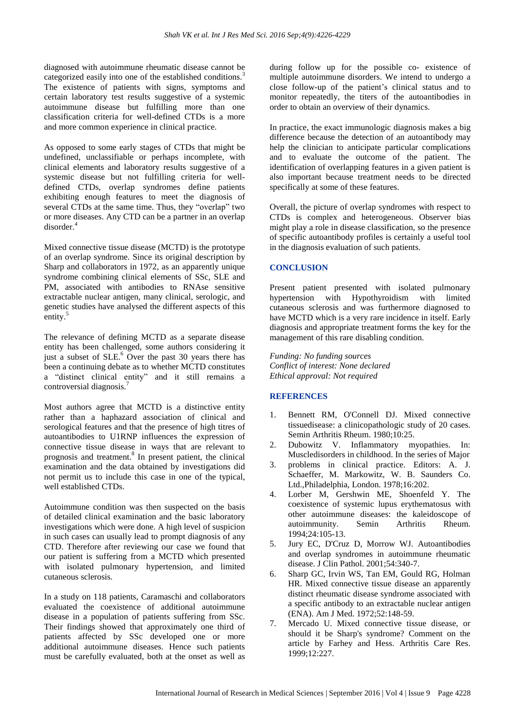diagnosed with autoimmune rheumatic disease cannot be categorized easily into one of the established conditions.[3] The existence of patients with signs, symptoms and certain laboratory test results suggestive of a systemic autoimmune disease but fulfilling more than one classification criteria for well-defined CTDs is a more and more common experience in clinical practice.

As opposed to some early stages of CTDs that might be undefined, unclassifiable or perhaps incomplete, with clinical elements and laboratory results suggestive of a systemic disease but not fulfilling criteria for well-defined CTDs, overlap syndromes define patients exhibiting enough features to meet the diagnosis of several CTDs at the same time. Thus, they "overlap" two or more diseases. Any CTD can be a partner in an overlap disorder.[4]

Mixed connective tissue disease (MCTD) is the prototype of an overlap syndrome. Since its original description by Sharp and collaborators in 1972, as an apparently unique syndrome combining clinical elements of SSc, SLE and PM, associated with antibodies to RNAse sensitive extractable nuclear antigen, many clinical, serologic, and genetic studies have analysed the different aspects of this entity.[5]

The relevance of defining MCTD as a separate disease entity has been challenged, some authors considering it just a subset of SLE.[6] Over the past 30 years there has been a continuing debate as to whether MCTD constitutes a "distinct clinical entity" and it still remains a controversial diagnosis.[7]

Most authors agree that MCTD is a distinctive entity rather than a haphazard association of clinical and serological features and that the presence of high titres of autoantibodies to U1RNP influences the expression of connective tissue disease in ways that are relevant to prognosis and treatment.[8] In present patient, the clinical examination and the data obtained by investigations did not permit us to include this case in one of the typical, well established CTDs.

Autoimmune condition was then suspected on the basis of detailed clinical examination and the basic laboratory investigations which were done. A high level of suspicion in such cases can usually lead to prompt diagnosis of any CTD. Therefore after reviewing our case we found that our patient is suffering from a MCTD which presented with isolated pulmonary hypertension, and limited cutaneous sclerosis.

In a study on 118 patients, Caramaschi and collaborators evaluated the coexistence of additional autoimmune disease in a population of patients suffering from SSc. Their findings showed that approximately one third of patients affected by SSc developed one or more additional autoimmune diseases. Hence such patients must be carefully evaluated, both at the onset as well as during follow up for the possible co- existence of multiple autoimmune disorders. We intend to undergo a close follow-up of the patient's clinical status and to monitor repeatedly, the titers of the autoantibodies in order to obtain an overview of their dynamics.

In practice, the exact immunologic diagnosis makes a big difference because the detection of an autoantibody may help the clinician to anticipate particular complications and to evaluate the outcome of the patient. The identification of overlapping features in a given patient is also important because treatment needs to be directed specifically at some of these features.

Overall, the picture of overlap syndromes with respect to CTDs is complex and heterogeneous. Observer bias might play a role in disease classification, so the presence of specific autoantibody profiles is certainly a useful tool in the diagnosis evaluation of such patients.

## CONCLUSION

Present patient presented with isolated pulmonary hypertension with Hypothyroidism with limited cutaneous sclerosis and was furthermore diagnosed to have MCTD which is a very rare incidence in itself. Early diagnosis and appropriate treatment forms the key for the management of this rare disabling condition.

*Funding: No funding sources*
*Conflict of interest: None declared*
*Ethical approval: Not required*

## REFERENCES

1. Bennett RM, O'Connell DJ. Mixed connective tissuedisease: a clinicopathologic study of 20 cases. Semin Arthritis Rheum. 1980;10:25.
2. Dubowitz V. Inflammatory myopathies. In: Muscledisorders in childhood. In the series of Major
3. problems in clinical practice. Editors: A. J. Schaeffer, M. Markowitz, W. B. Saunders Co. Ltd.,Philadelphia, London. 1978;16:202.
4. Lorber M, Gershwin ME, Shoenfeld Y. The coexistence of systemic lupus erythematosus with other autoimmune diseases: the kaleidoscope of autoimmunity. Semin Arthritis Rheum. 1994;24:105-13.
5. Jury EC, D'Cruz D, Morrow WJ. Autoantibodies and overlap syndromes in autoimmune rheumatic disease. J Clin Pathol. 2001;54:340-7.
6. Sharp GC, Irvin WS, Tan EM, Gould RG, Holman HR. Mixed connective tissue disease an apparently distinct rheumatic disease syndrome associated with a specific antibody to an extractable nuclear antigen (ENA). Am J Med. 1972;52:148-59.
7. Mercado U. Mixed connective tissue disease, or should it be Sharp's syndrome? Comment on the article by Farhey and Hess. Arthritis Care Res. 1999;12:227.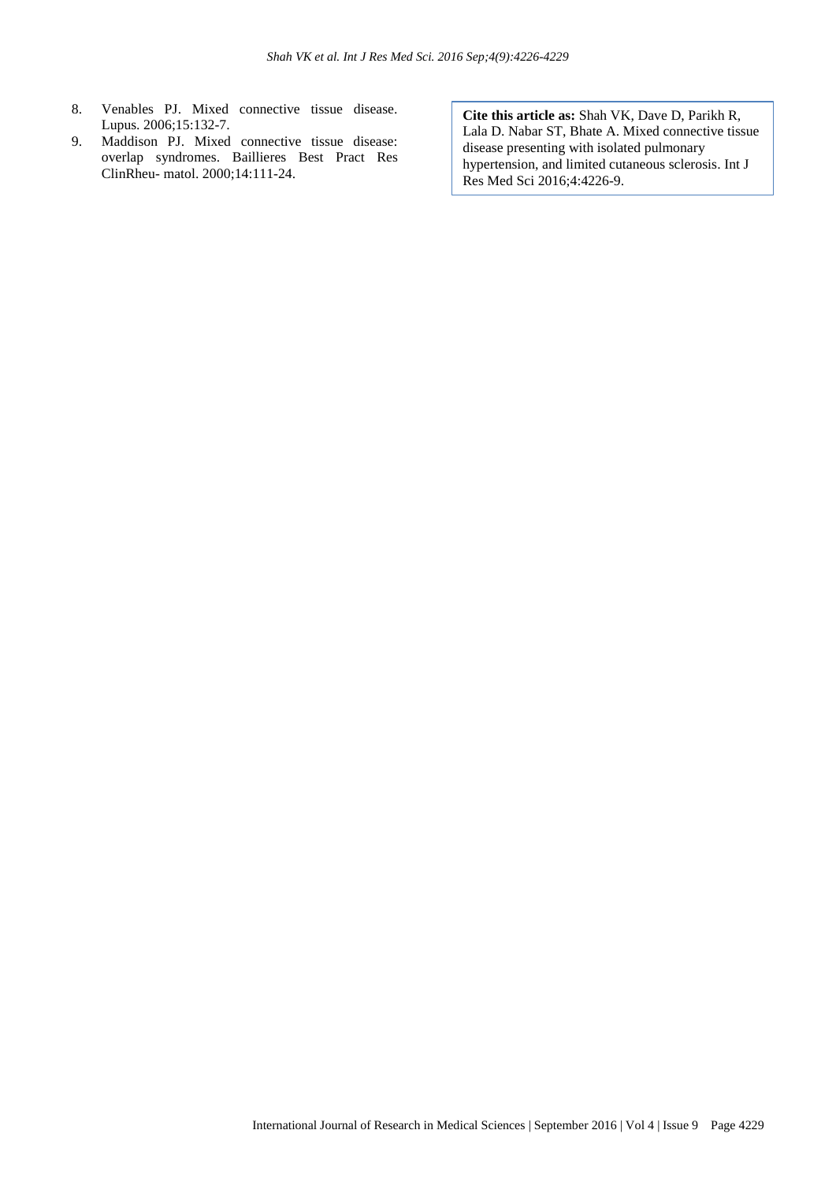8. Venables PJ. Mixed connective tissue disease. Lupus. 2006;15:132-7.
9. Maddison PJ. Mixed connective tissue disease: overlap syndromes. Baillieres Best Pract Res ClinRheu- matol. 2000;14:111-24.

**Cite this article as:** Shah VK, Dave D, Parikh R, Lala D. Nabar ST, Bhate A. Mixed connective tissue disease presenting with isolated pulmonary hypertension, and limited cutaneous sclerosis. Int J Res Med Sci 2016;4:4226-9.